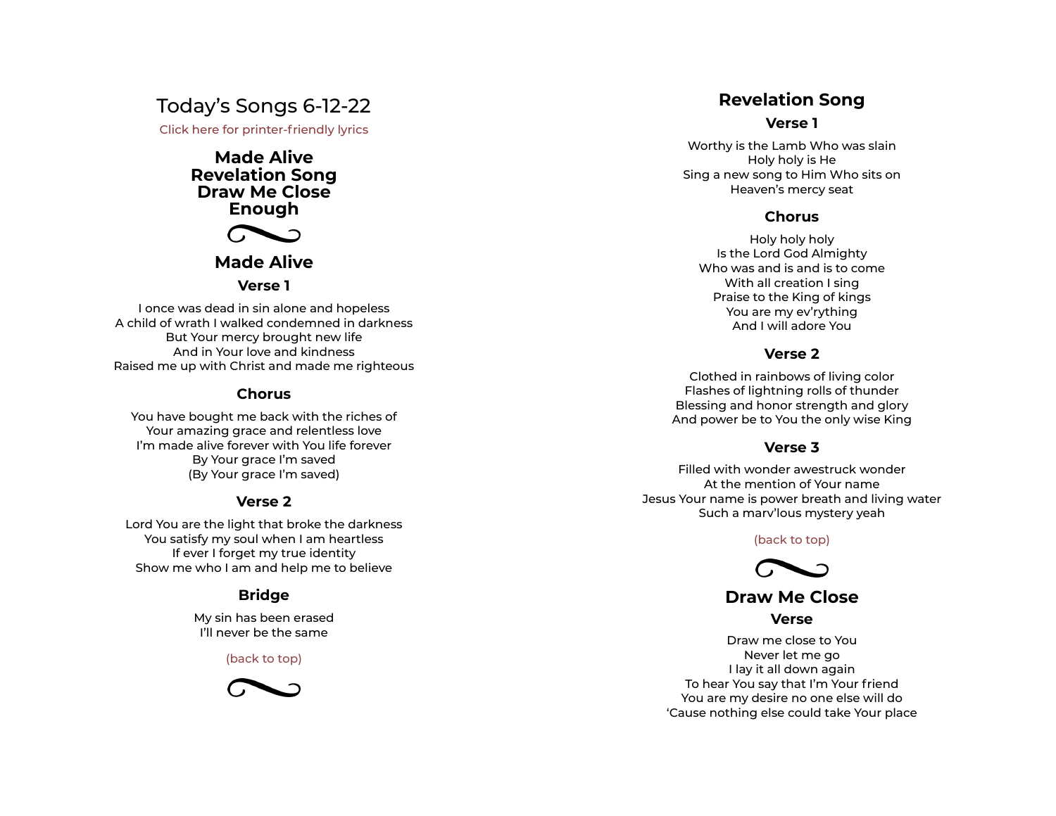# Today's Songs 6-12-22

Click here for printer-friendly lyrics

**Made Alive**
**Revelation Song**
**Draw Me Close**
**Enough**

## Made Alive

### Verse 1

I once was dead in sin alone and hopeless
A child of wrath I walked condemned in darkness
But Your mercy brought new life
And in Your love and kindness
Raised me up with Christ and made me righteous

### Chorus

You have bought me back with the riches of
Your amazing grace and relentless love
I'm made alive forever with You life forever
By Your grace I'm saved
(By Your grace I'm saved)

### Verse 2

Lord You are the light that broke the darkness
You satisfy my soul when I am heartless
If ever I forget my true identity
Show me who I am and help me to believe

### Bridge

My sin has been erased
I'll never be the same

(back to top)

## Revelation Song

### Verse 1

Worthy is the Lamb Who was slain
Holy holy is He
Sing a new song to Him Who sits on
Heaven's mercy seat

### Chorus

Holy holy holy
Is the Lord God Almighty
Who was and is and is to come
With all creation I sing
Praise to the King of kings
You are my ev'rything
And I will adore You

### Verse 2

Clothed in rainbows of living color
Flashes of lightning rolls of thunder
Blessing and honor strength and glory
And power be to You the only wise King

### Verse 3

Filled with wonder awestruck wonder
At the mention of Your name
Jesus Your name is power breath and living water
Such a marv'lous mystery yeah

(back to top)

## Draw Me Close

### Verse

Draw me close to You
Never let me go
I lay it all down again
To hear You say that I'm Your friend
You are my desire no one else will do
'Cause nothing else could take Your place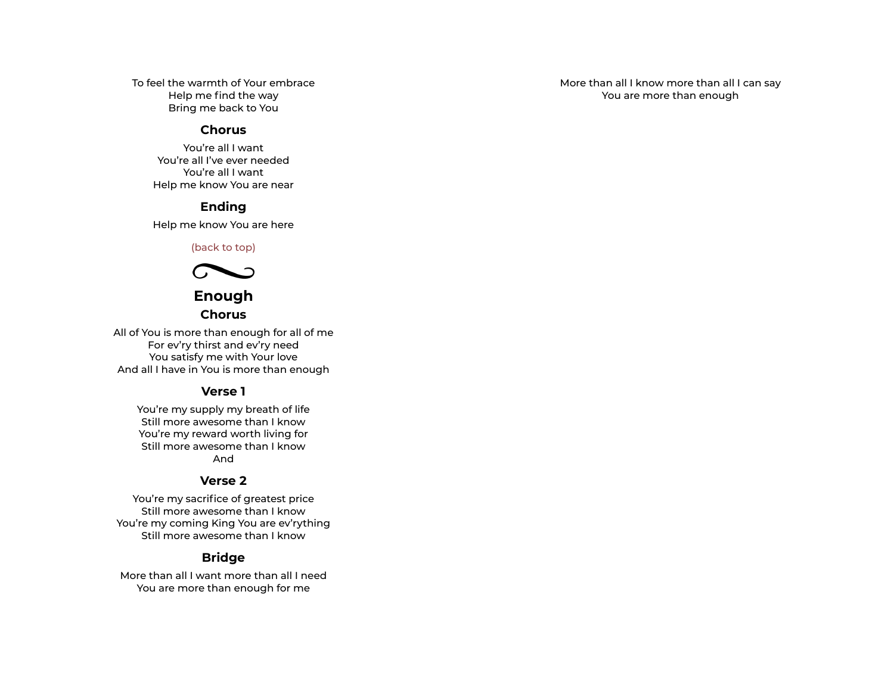To feel the warmth of Your embrace
Help me find the way
Bring me back to You

### Chorus

You're all I want
You're all I've ever needed
You're all I want
Help me know You are near

### Ending

Help me know You are here

(back to top)

## Enough

### Chorus

All of You is more than enough for all of me
For ev'ry thirst and ev'ry need
You satisfy me with Your love
And all I have in You is more than enough

### Verse 1

You're my supply my breath of life
Still more awesome than I know
You're my reward worth living for
Still more awesome than I know
And

### Verse 2

You're my sacrifice of greatest price
Still more awesome than I know
You're my coming King You are ev'rything
Still more awesome than I know

### Bridge

More than all I want more than all I need
You are more than enough for me
More than all I know more than all I can say
You are more than enough